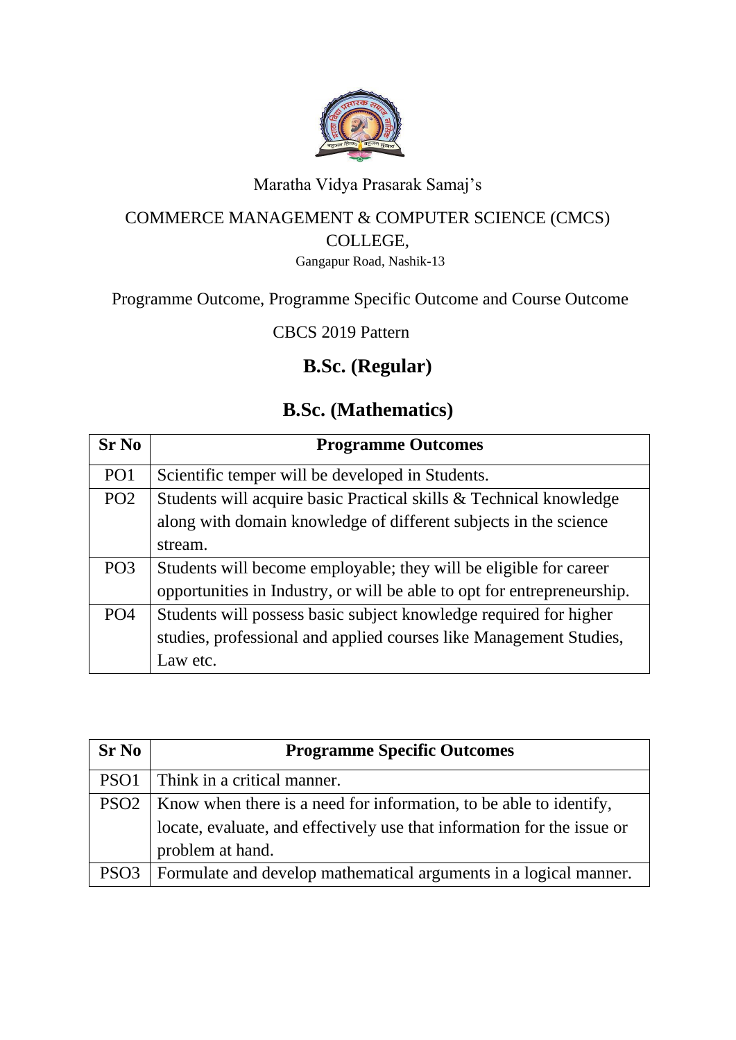Maratha Vidya Prasarak Samaj's

COMMERCE MANAGEMENT & COMPUTER SCIENCE (CMCS) COLLEGE,

Gangapur Road, Nashik-13

Programme Outcome, Programme Specific Outcome and Course Outcome

CBCS 2019 Pattern

# B.Sc. (Regular)

# B.Sc. (Mathematics)

| Sr No | Programme Outcomes |
|---|---|
| PO1 | Scientific temper will be developed in Students. |
| PO2 | Students will acquire basic Practical skills & Technical knowledge along with domain knowledge of different subjects in the science stream. |
| PO3 | Students will become employable; they will be eligible for career opportunities in Industry, or will be able to opt for entrepreneurship. |
| PO4 | Students will possess basic subject knowledge required for higher studies, professional and applied courses like Management Studies, Law etc. |

| Sr No | Programme Specific Outcomes |
|---|---|
| PSO1 | Think in a critical manner. |
| PSO2 | Know when there is a need for information, to be able to identify, locate, evaluate, and effectively use that information for the issue or problem at hand. |
| PSO3 | Formulate and develop mathematical arguments in a logical manner. |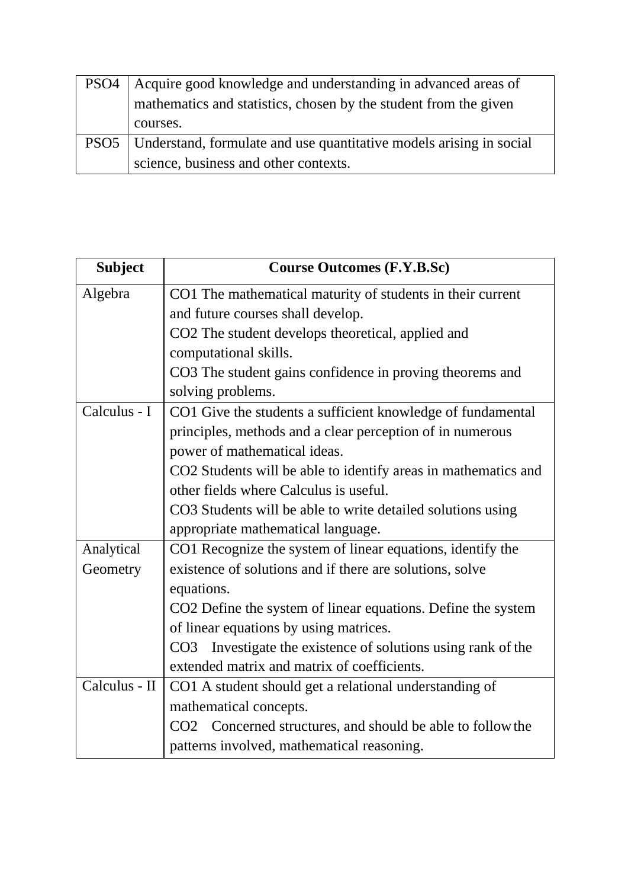| | |
|---|---|
| PSO4 | Acquire good knowledge and understanding in advanced areas of mathematics and statistics, chosen by the student from the given courses. |
| PSO5 | Understand, formulate and use quantitative models arising in social science, business and other contexts. |

| Subject | Course Outcomes (F.Y.B.Sc) |
|---|---|
| Algebra | CO1 The mathematical maturity of students in their current and future courses shall develop.<br>CO2 The student develops theoretical, applied and computational skills.<br>CO3 The student gains confidence in proving theorems and solving problems. |
| Calculus - I | CO1 Give the students a sufficient knowledge of fundamental principles, methods and a clear perception of in numerous power of mathematical ideas.<br>CO2 Students will be able to identify areas in mathematics and other fields where Calculus is useful.<br>CO3 Students will be able to write detailed solutions using appropriate mathematical language. |
| Analytical Geometry | CO1 Recognize the system of linear equations, identify the existence of solutions and if there are solutions, solve equations.<br>CO2 Define the system of linear equations. Define the system of linear equations by using matrices.<br>CO3 Investigate the existence of solutions using rank of the extended matrix and matrix of coefficients. |
| Calculus - II | CO1 A student should get a relational understanding of mathematical concepts.<br>CO2 Concerned structures, and should be able to follow the patterns involved, mathematical reasoning. |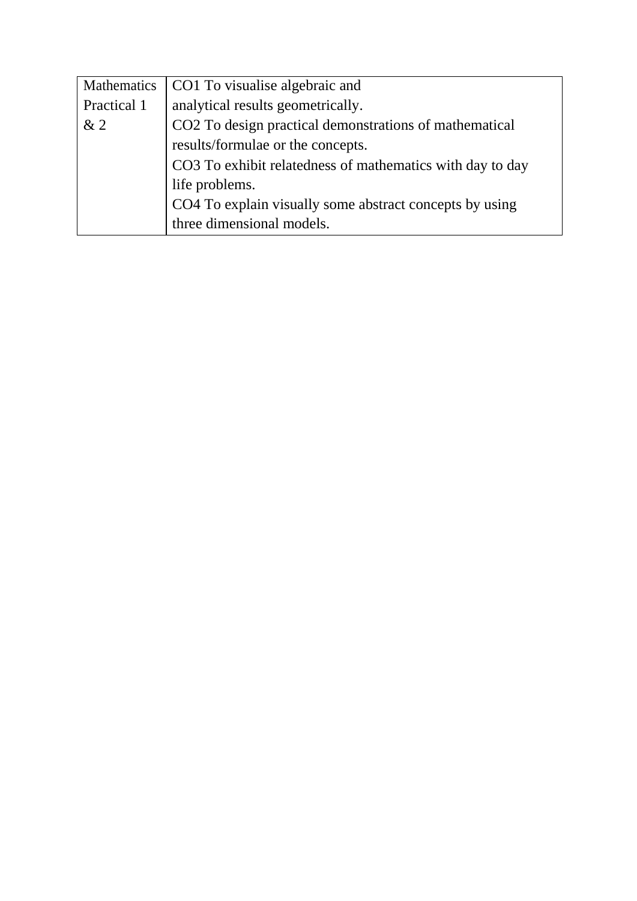| | |
|---|---|
| Mathematics Practical 1 & 2 | CO1 To visualise algebraic and analytical results geometrically.<br>CO2 To design practical demonstrations of mathematical results/formulae or the concepts.<br>CO3 To exhibit relatedness of mathematics with day to day life problems.<br>CO4 To explain visually some abstract concepts by using three dimensional models. |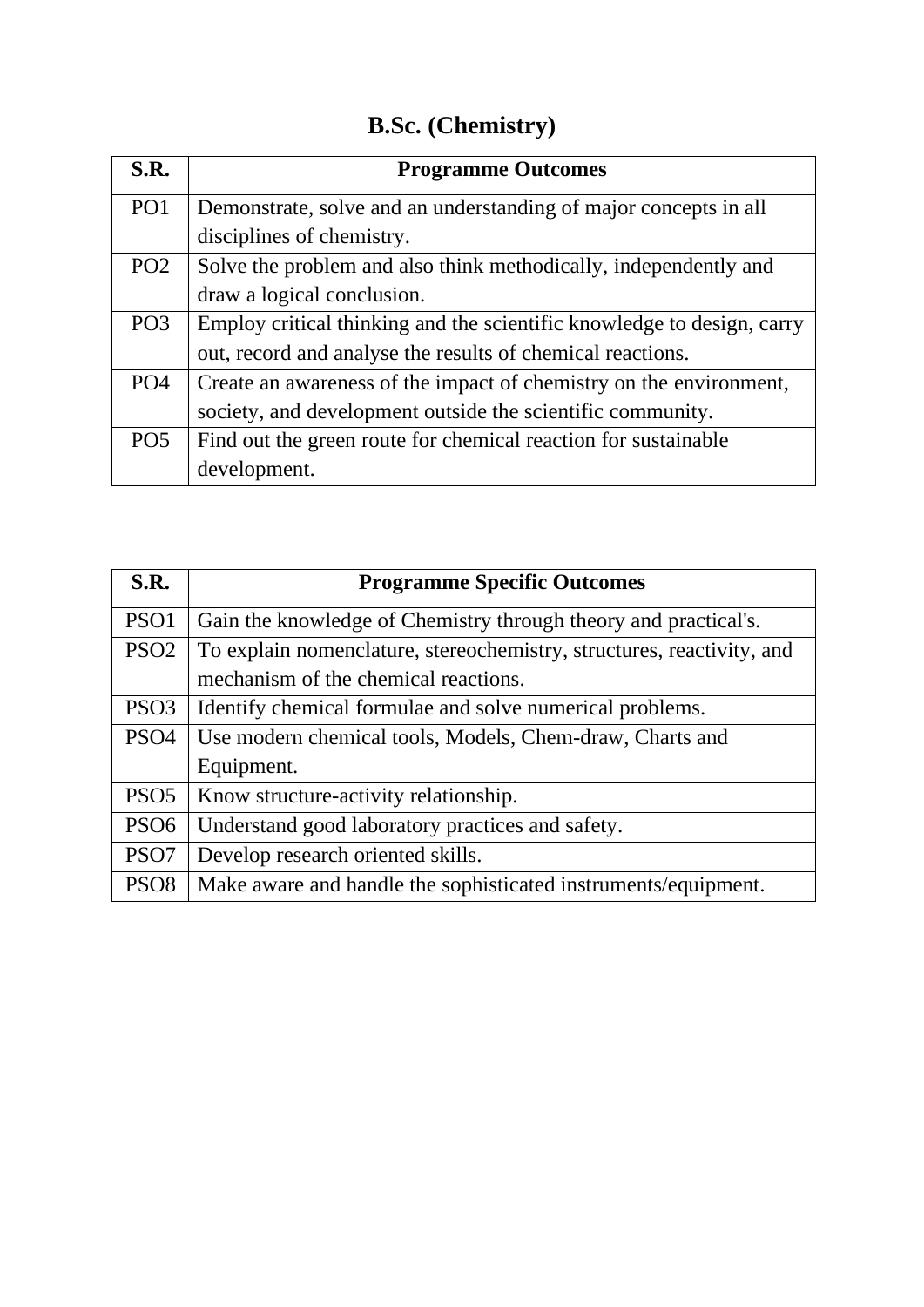# B.Sc. (Chemistry)

| S.R. | Programme Outcomes |
|---|---|
| PO1 | Demonstrate, solve and an understanding of major concepts in all disciplines of chemistry. |
| PO2 | Solve the problem and also think methodically, independently and draw a logical conclusion. |
| PO3 | Employ critical thinking and the scientific knowledge to design, carry out, record and analyse the results of chemical reactions. |
| PO4 | Create an awareness of the impact of chemistry on the environment, society, and development outside the scientific community. |
| PO5 | Find out the green route for chemical reaction for sustainable development. |

| S.R. | Programme Specific Outcomes |
|---|---|
| PSO1 | Gain the knowledge of Chemistry through theory and practical's. |
| PSO2 | To explain nomenclature, stereochemistry, structures, reactivity, and mechanism of the chemical reactions. |
| PSO3 | Identify chemical formulae and solve numerical problems. |
| PSO4 | Use modern chemical tools, Models, Chem-draw, Charts and Equipment. |
| PSO5 | Know structure-activity relationship. |
| PSO6 | Understand good laboratory practices and safety. |
| PSO7 | Develop research oriented skills. |
| PSO8 | Make aware and handle the sophisticated instruments/equipment. |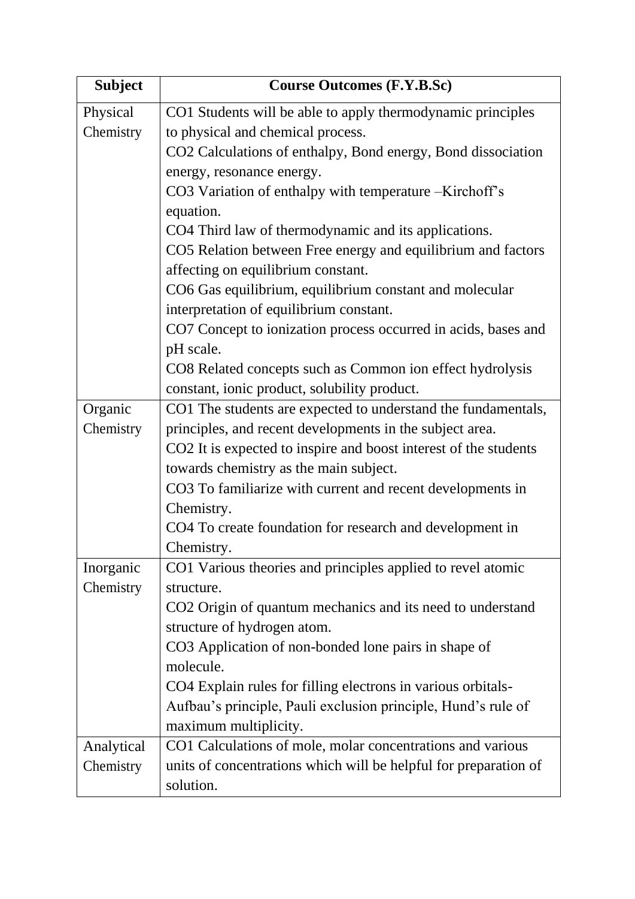| Subject | Course Outcomes (F.Y.B.Sc) |
|---|---|
| Physical Chemistry | CO1 Students will be able to apply thermodynamic principles to physical and chemical process.<br>CO2 Calculations of enthalpy, Bond energy, Bond dissociation energy, resonance energy.<br>CO3 Variation of enthalpy with temperature –Kirchoff's equation.<br>CO4 Third law of thermodynamic and its applications.<br>CO5 Relation between Free energy and equilibrium and factors affecting on equilibrium constant.<br>CO6 Gas equilibrium, equilibrium constant and molecular interpretation of equilibrium constant.<br>CO7 Concept to ionization process occurred in acids, bases and pH scale.<br>CO8 Related concepts such as Common ion effect hydrolysis constant, ionic product, solubility product. |
| Organic Chemistry | CO1 The students are expected to understand the fundamentals, principles, and recent developments in the subject area.<br>CO2 It is expected to inspire and boost interest of the students towards chemistry as the main subject.<br>CO3 To familiarize with current and recent developments in Chemistry.<br>CO4 To create foundation for research and development in Chemistry. |
| Inorganic Chemistry | CO1 Various theories and principles applied to revel atomic structure.<br>CO2 Origin of quantum mechanics and its need to understand structure of hydrogen atom.<br>CO3 Application of non-bonded lone pairs in shape of molecule.<br>CO4 Explain rules for filling electrons in various orbitals- Aufbau's principle, Pauli exclusion principle, Hund's rule of maximum multiplicity. |
| Analytical Chemistry | CO1 Calculations of mole, molar concentrations and various units of concentrations which will be helpful for preparation of solution. |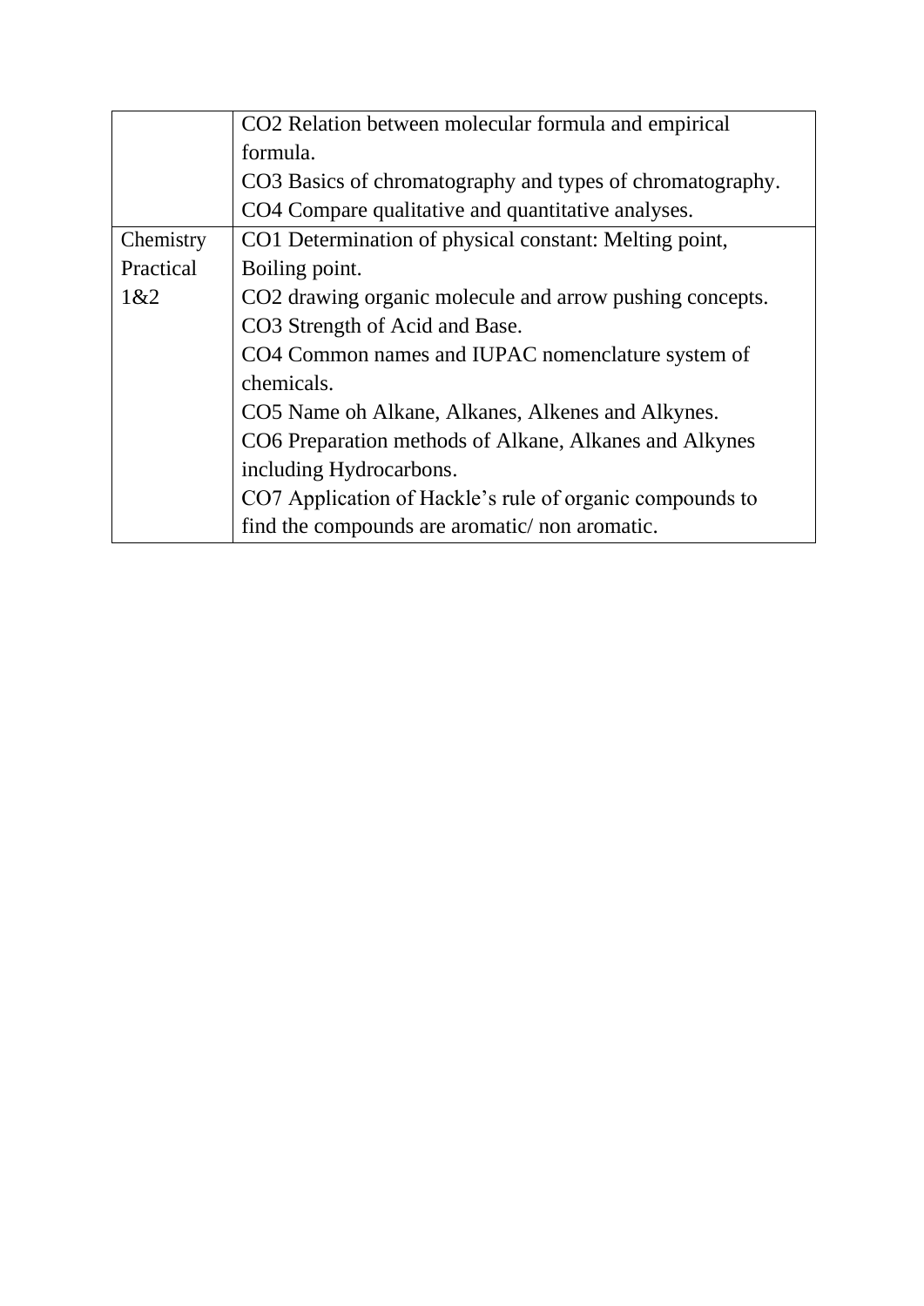| | |
|---|---|
| | CO2 Relation between molecular formula and empirical formula.<br>CO3 Basics of chromatography and types of chromatography.<br>CO4 Compare qualitative and quantitative analyses. |
| Chemistry Practical 1&2 | CO1 Determination of physical constant: Melting point, Boiling point.<br>CO2 drawing organic molecule and arrow pushing concepts.<br>CO3 Strength of Acid and Base.<br>CO4 Common names and IUPAC nomenclature system of chemicals.<br>CO5 Name oh Alkane, Alkanes, Alkenes and Alkynes.<br>CO6 Preparation methods of Alkane, Alkanes and Alkynes including Hydrocarbons.<br>CO7 Application of Hackle's rule of organic compounds to find the compounds are aromatic/ non aromatic. |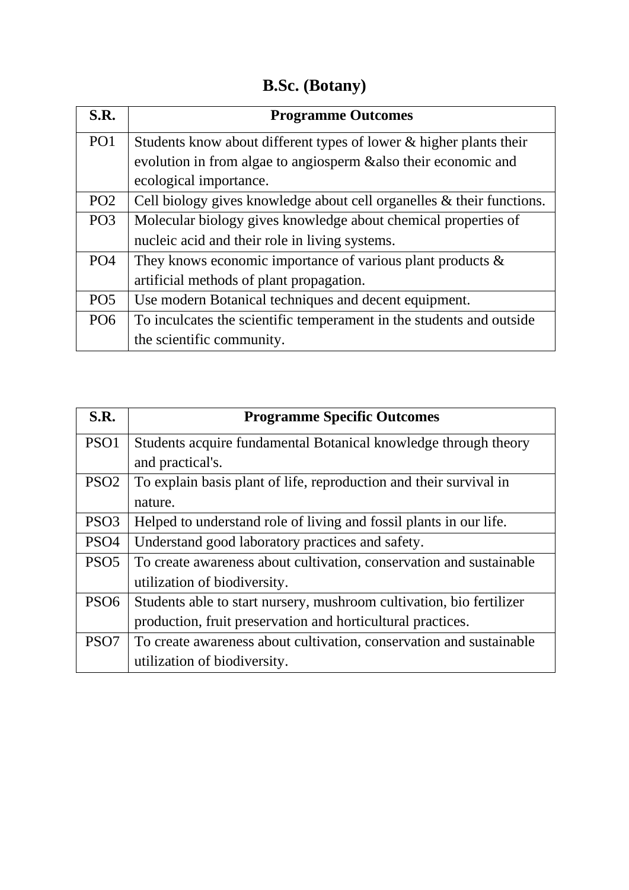# B.Sc. (Botany)

| S.R. | Programme Outcomes |
|---|---|
| PO1 | Students know about different types of lower & higher plants their evolution in from algae to angiosperm &also their economic and ecological importance. |
| PO2 | Cell biology gives knowledge about cell organelles & their functions. |
| PO3 | Molecular biology gives knowledge about chemical properties of nucleic acid and their role in living systems. |
| PO4 | They knows economic importance of various plant products & artificial methods of plant propagation. |
| PO5 | Use modern Botanical techniques and decent equipment. |
| PO6 | To inculcates the scientific temperament in the students and outside the scientific community. |

| S.R. | Programme Specific Outcomes |
|---|---|
| PSO1 | Students acquire fundamental Botanical knowledge through theory and practical's. |
| PSO2 | To explain basis plant of life, reproduction and their survival in nature. |
| PSO3 | Helped to understand role of living and fossil plants in our life. |
| PSO4 | Understand good laboratory practices and safety. |
| PSO5 | To create awareness about cultivation, conservation and sustainable utilization of biodiversity. |
| PSO6 | Students able to start nursery, mushroom cultivation, bio fertilizer production, fruit preservation and horticultural practices. |
| PSO7 | To create awareness about cultivation, conservation and sustainable utilization of biodiversity. |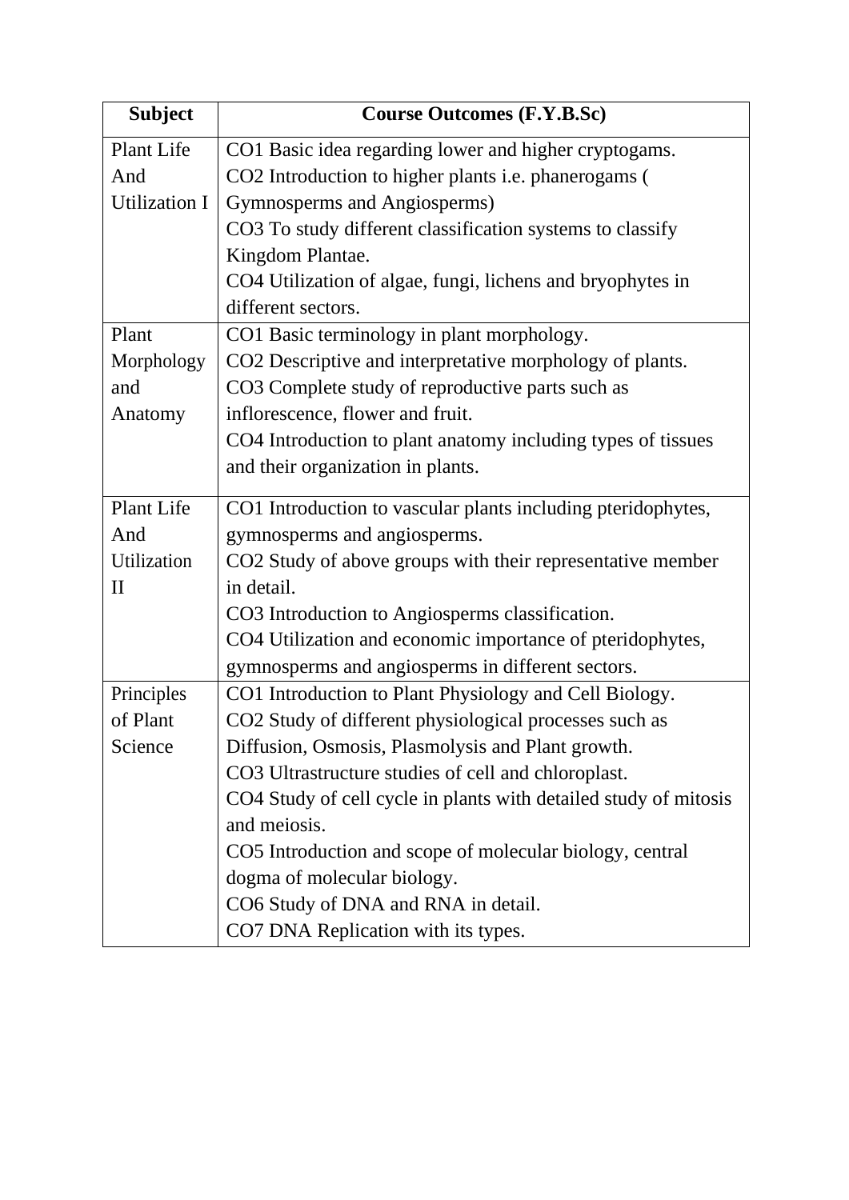| Subject | Course Outcomes (F.Y.B.Sc) |
|---|---|
| Plant Life And Utilization I | CO1 Basic idea regarding lower and higher cryptogams.<br>CO2 Introduction to higher plants i.e. phanerogams ( Gymnosperms and Angiosperms)<br>CO3 To study different classification systems to classify Kingdom Plantae.<br>CO4 Utilization of algae, fungi, lichens and bryophytes in different sectors. |
| Plant Morphology and Anatomy | CO1 Basic terminology in plant morphology.<br>CO2 Descriptive and interpretative morphology of plants.<br>CO3 Complete study of reproductive parts such as inflorescence, flower and fruit.<br>CO4 Introduction to plant anatomy including types of tissues and their organization in plants. |
| Plant Life And Utilization II | CO1 Introduction to vascular plants including pteridophytes, gymnosperms and angiosperms.<br>CO2 Study of above groups with their representative member in detail.<br>CO3 Introduction to Angiosperms classification.<br>CO4 Utilization and economic importance of pteridophytes, gymnosperms and angiosperms in different sectors. |
| Principles of Plant Science | CO1 Introduction to Plant Physiology and Cell Biology.<br>CO2 Study of different physiological processes such as Diffusion, Osmosis, Plasmolysis and Plant growth.<br>CO3 Ultrastructure studies of cell and chloroplast.<br>CO4 Study of cell cycle in plants with detailed study of mitosis and meiosis.<br>CO5 Introduction and scope of molecular biology, central dogma of molecular biology.<br>CO6 Study of DNA and RNA in detail.<br>CO7 DNA Replication with its types. |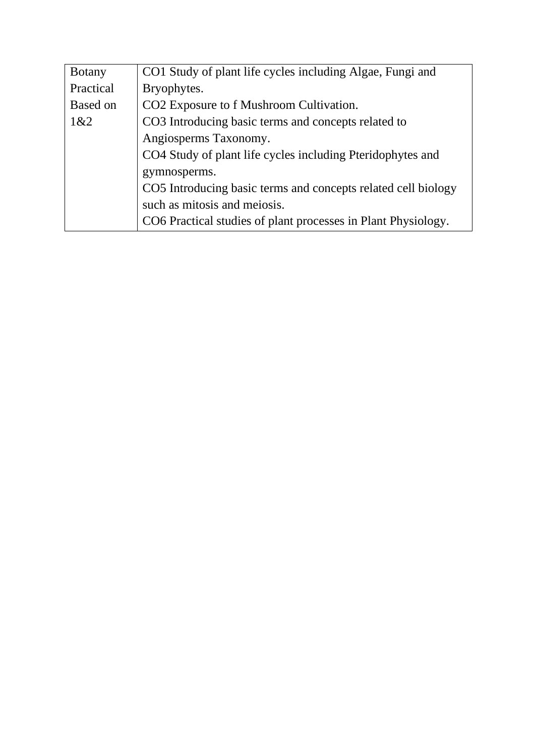| Botany Practical Based on 1&2 | CO1 Study of plant life cycles including Algae, Fungi and Bryophytes.<br>CO2 Exposure to f Mushroom Cultivation.<br>CO3 Introducing basic terms and concepts related to Angiosperms Taxonomy.<br>CO4 Study of plant life cycles including Pteridophytes and gymnosperms.<br>CO5 Introducing basic terms and concepts related cell biology such as mitosis and meiosis.<br>CO6 Practical studies of plant processes in Plant Physiology. |
|---|---|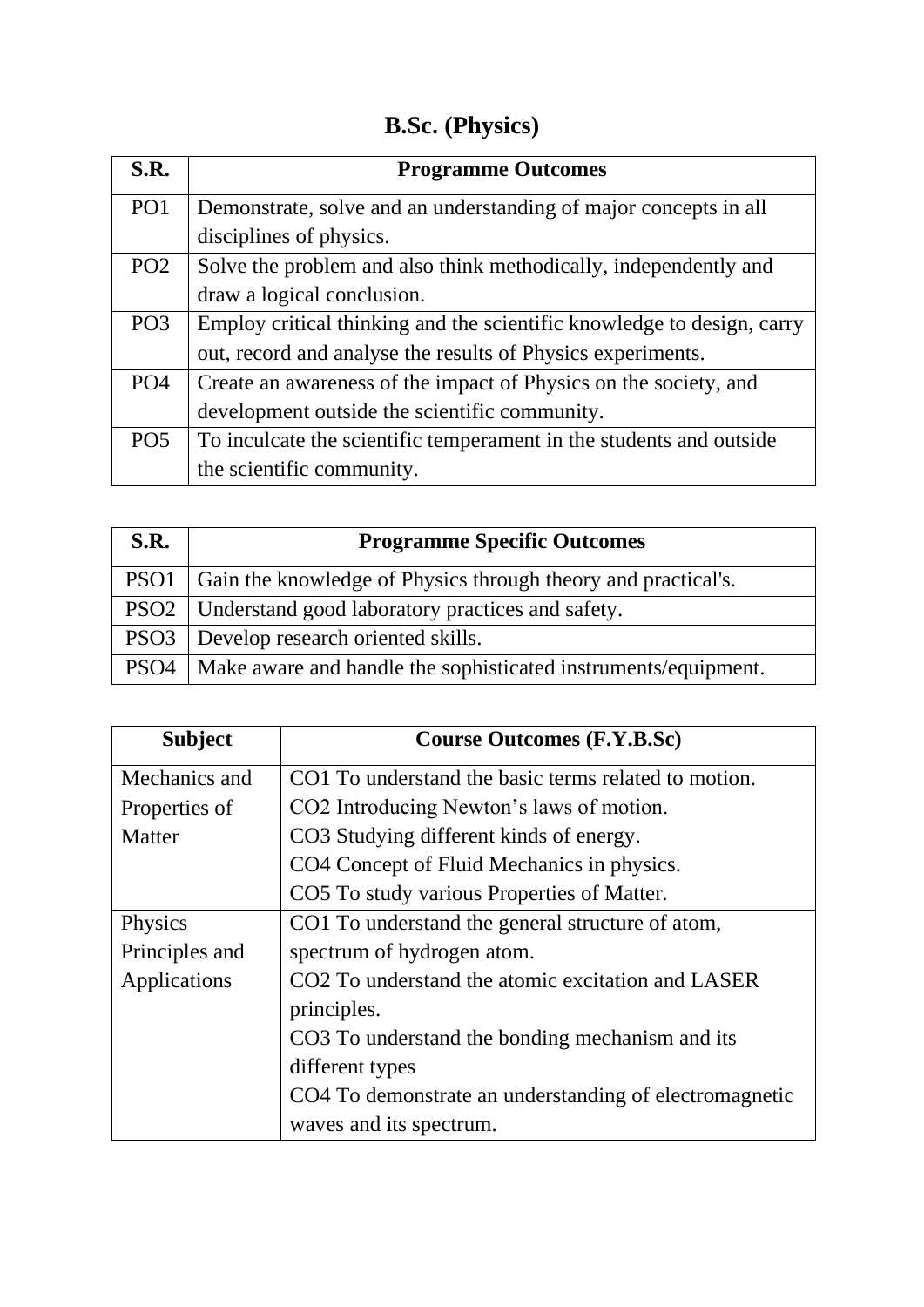# B.Sc. (Physics)

| S.R. | Programme Outcomes |
|---|---|
| PO1 | Demonstrate, solve and an understanding of major concepts in all disciplines of physics. |
| PO2 | Solve the problem and also think methodically, independently and draw a logical conclusion. |
| PO3 | Employ critical thinking and the scientific knowledge to design, carry out, record and analyse the results of Physics experiments. |
| PO4 | Create an awareness of the impact of Physics on the society, and development outside the scientific community. |
| PO5 | To inculcate the scientific temperament in the students and outside the scientific community. |

| S.R. | Programme Specific Outcomes |
|---|---|
| PSO1 | Gain the knowledge of Physics through theory and practical's. |
| PSO2 | Understand good laboratory practices and safety. |
| PSO3 | Develop research oriented skills. |
| PSO4 | Make aware and handle the sophisticated instruments/equipment. |

| Subject | Course Outcomes (F.Y.B.Sc) |
|---|---|
| Mechanics and Properties of Matter | CO1 To understand the basic terms related to motion.<br>CO2 Introducing Newton's laws of motion.<br>CO3 Studying different kinds of energy.<br>CO4 Concept of Fluid Mechanics in physics.<br>CO5 To study various Properties of Matter. |
| Physics Principles and Applications | CO1 To understand the general structure of atom, spectrum of hydrogen atom.<br>CO2 To understand the atomic excitation and LASER principles.<br>CO3 To understand the bonding mechanism and its different types<br>CO4 To demonstrate an understanding of electromagnetic waves and its spectrum. |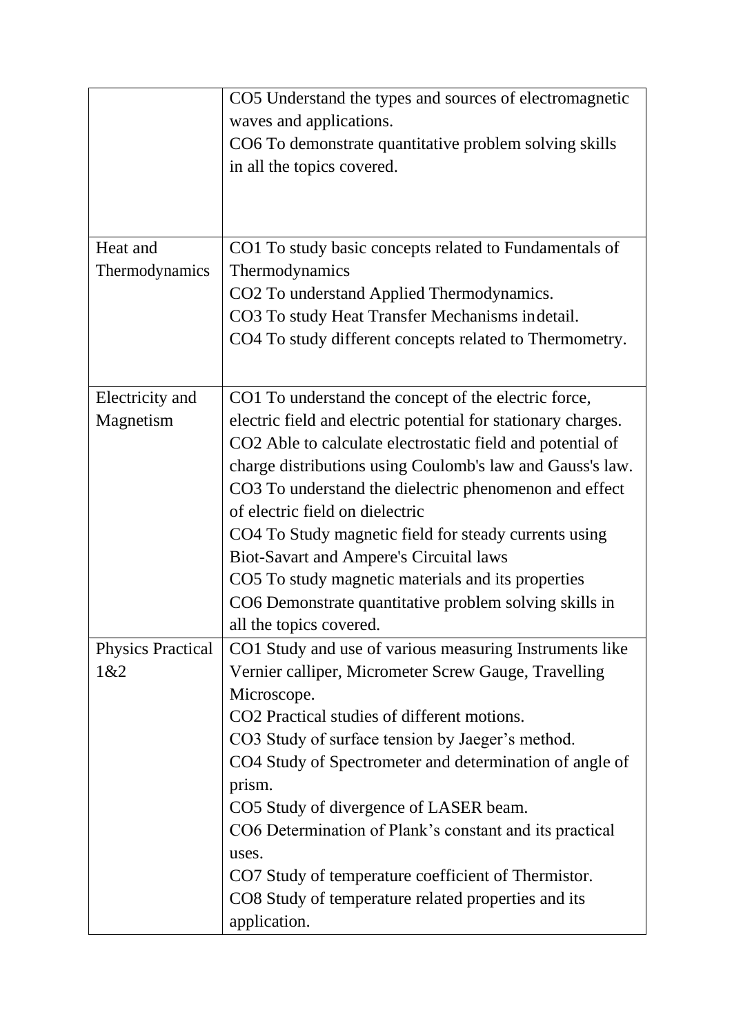| | |
|---|---|
| | CO5 Understand the types and sources of electromagnetic waves and applications.<br>CO6 To demonstrate quantitative problem solving skills in all the topics covered. |
| Heat and Thermodynamics | CO1 To study basic concepts related to Fundamentals of Thermodynamics<br>CO2 To understand Applied Thermodynamics.<br>CO3 To study Heat Transfer Mechanisms indetail.<br>CO4 To study different concepts related to Thermometry. |
| Electricity and Magnetism | CO1 To understand the concept of the electric force, electric field and electric potential for stationary charges.<br>CO2 Able to calculate electrostatic field and potential of charge distributions using Coulomb's law and Gauss's law.<br>CO3 To understand the dielectric phenomenon and effect of electric field on dielectric<br>CO4 To Study magnetic field for steady currents using Biot-Savart and Ampere's Circuital laws<br>CO5 To study magnetic materials and its properties<br>CO6 Demonstrate quantitative problem solving skills in all the topics covered. |
| Physics Practical 1&2 | CO1 Study and use of various measuring Instruments like Vernier calliper, Micrometer Screw Gauge, Travelling Microscope.<br>CO2 Practical studies of different motions.<br>CO3 Study of surface tension by Jaeger's method.<br>CO4 Study of Spectrometer and determination of angle of prism.<br>CO5 Study of divergence of LASER beam.<br>CO6 Determination of Plank's constant and its practical uses.<br>CO7 Study of temperature coefficient of Thermistor.<br>CO8 Study of temperature related properties and its application. |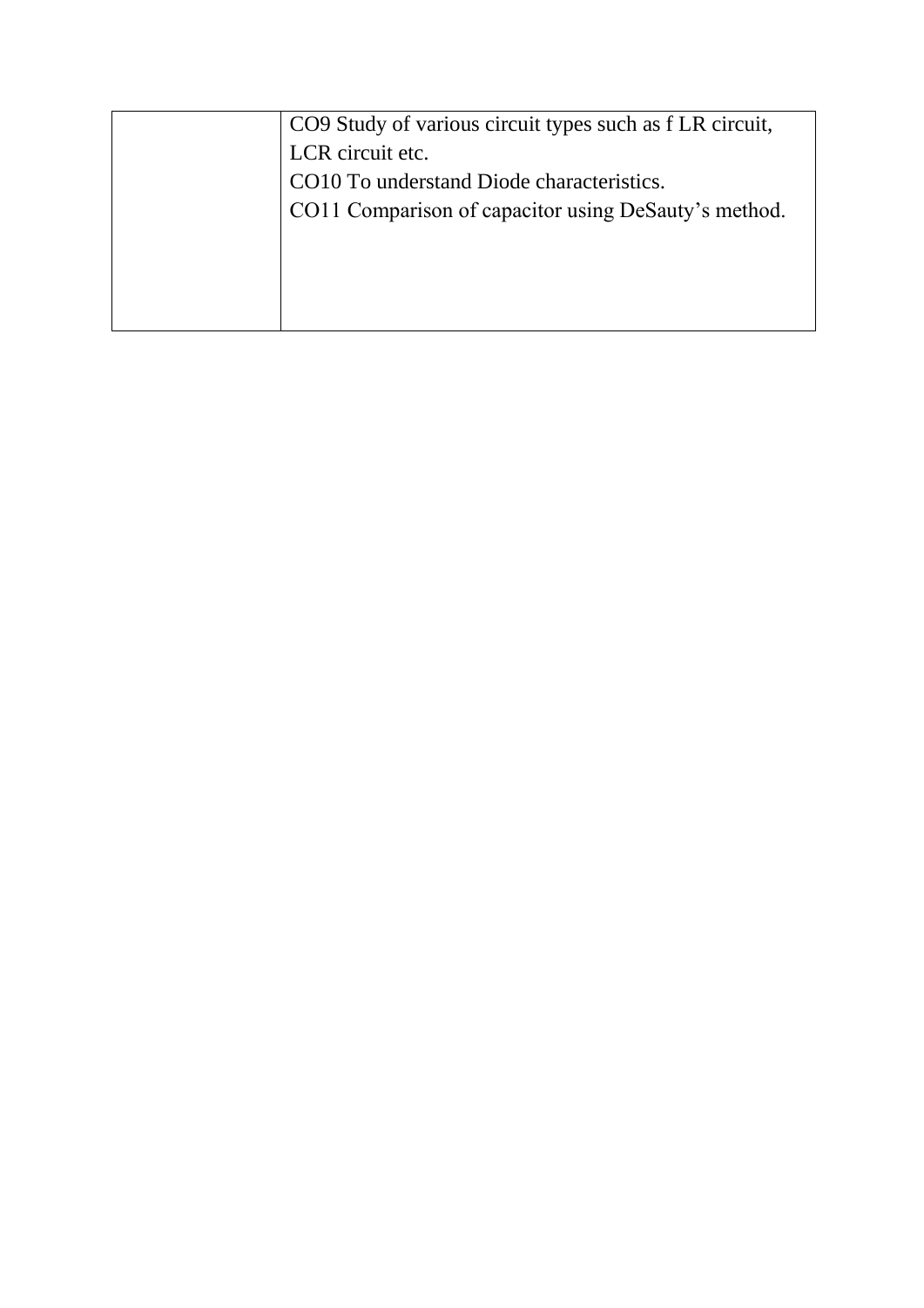| | |
|---|---|
| | CO9 Study of various circuit types such as f LR circuit, LCR circuit etc.<br>CO10 To understand Diode characteristics.<br>CO11 Comparison of capacitor using DeSauty's method. |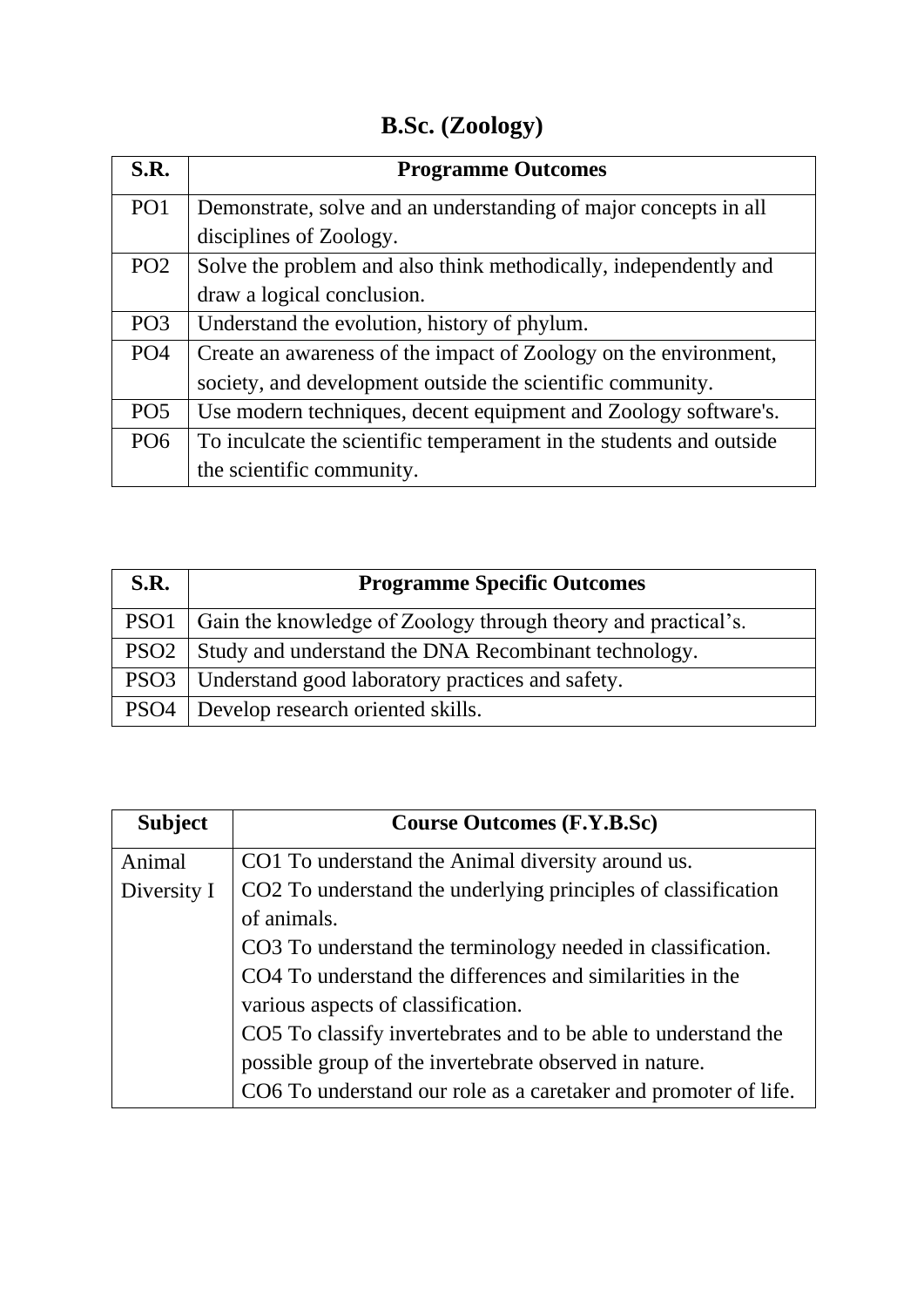# B.Sc. (Zoology)

| S.R. | Programme Outcomes |
|---|---|
| PO1 | Demonstrate, solve and an understanding of major concepts in all disciplines of Zoology. |
| PO2 | Solve the problem and also think methodically, independently and draw a logical conclusion. |
| PO3 | Understand the evolution, history of phylum. |
| PO4 | Create an awareness of the impact of Zoology on the environment, society, and development outside the scientific community. |
| PO5 | Use modern techniques, decent equipment and Zoology software's. |
| PO6 | To inculcate the scientific temperament in the students and outside the scientific community. |

| S.R. | Programme Specific Outcomes |
|---|---|
| PSO1 | Gain the knowledge of Zoology through theory and practical's. |
| PSO2 | Study and understand the DNA Recombinant technology. |
| PSO3 | Understand good laboratory practices and safety. |
| PSO4 | Develop research oriented skills. |

| Subject | Course Outcomes (F.Y.B.Sc) |
|---|---|
| Animal Diversity I | CO1 To understand the Animal diversity around us.<br>CO2 To understand the underlying principles of classification of animals.<br>CO3 To understand the terminology needed in classification.<br>CO4 To understand the differences and similarities in the various aspects of classification.<br>CO5 To classify invertebrates and to be able to understand the possible group of the invertebrate observed in nature.<br>CO6 To understand our role as a caretaker and promoter of life. |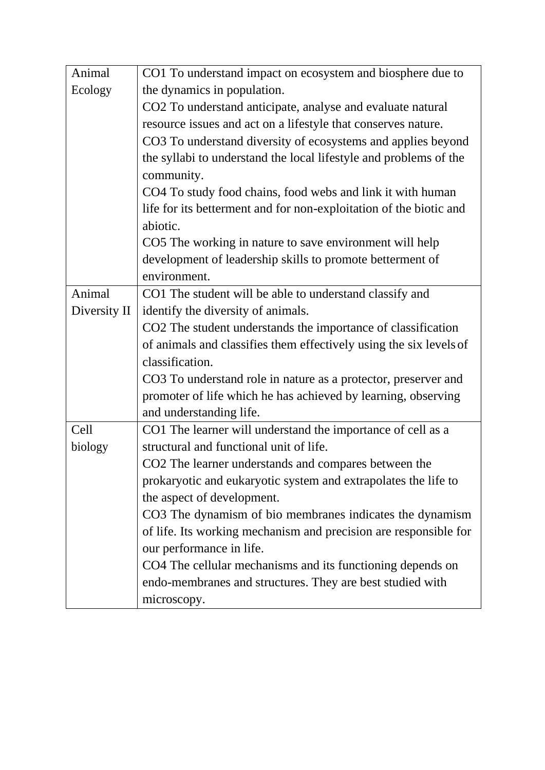| | |
|---|---|
| Animal Ecology | CO1 To understand impact on ecosystem and biosphere due to the dynamics in population.<br>CO2 To understand anticipate, analyse and evaluate natural resource issues and act on a lifestyle that conserves nature.<br>CO3 To understand diversity of ecosystems and applies beyond the syllabi to understand the local lifestyle and problems of the community.<br>CO4 To study food chains, food webs and link it with human life for its betterment and for non-exploitation of the biotic and abiotic.<br>CO5 The working in nature to save environment will help development of leadership skills to promote betterment of environment. |
| Animal Diversity II | CO1 The student will be able to understand classify and identify the diversity of animals.<br>CO2 The student understands the importance of classification of animals and classifies them effectively using the six levels of classification.<br>CO3 To understand role in nature as a protector, preserver and promoter of life which he has achieved by learning, observing and understanding life. |
| Cell biology | CO1 The learner will understand the importance of cell as a structural and functional unit of life.<br>CO2 The learner understands and compares between the prokaryotic and eukaryotic system and extrapolates the life to the aspect of development.<br>CO3 The dynamism of bio membranes indicates the dynamism of life. Its working mechanism and precision are responsible for our performance in life.<br>CO4 The cellular mechanisms and its functioning depends on endo-membranes and structures. They are best studied with microscopy. |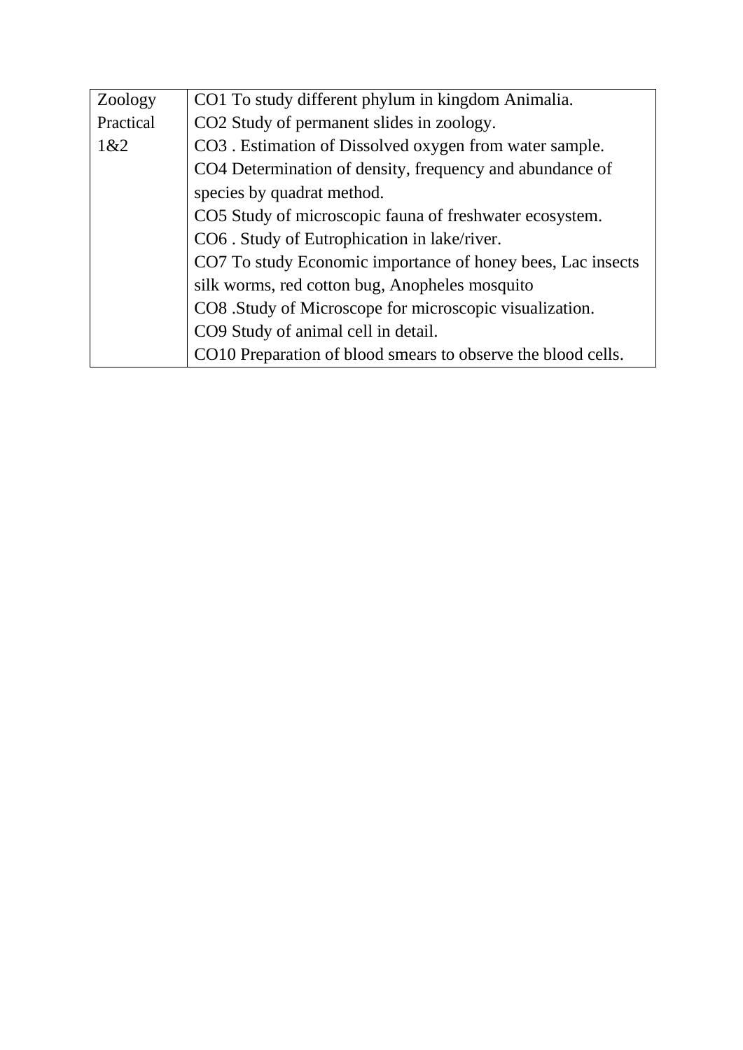| Zoology Practical 1&2 | CO1 To study different phylum in kingdom Animalia.<br>CO2 Study of permanent slides in zoology.<br>CO3 . Estimation of Dissolved oxygen from water sample.<br>CO4 Determination of density, frequency and abundance of species by quadrat method.<br>CO5 Study of microscopic fauna of freshwater ecosystem.<br>CO6 . Study of Eutrophication in lake/river.<br>CO7 To study Economic importance of honey bees, Lac insects silk worms, red cotton bug, Anopheles mosquito<br>CO8 .Study of Microscope for microscopic visualization.<br>CO9 Study of animal cell in detail.<br>CO10 Preparation of blood smears to observe the blood cells. |
|---|---|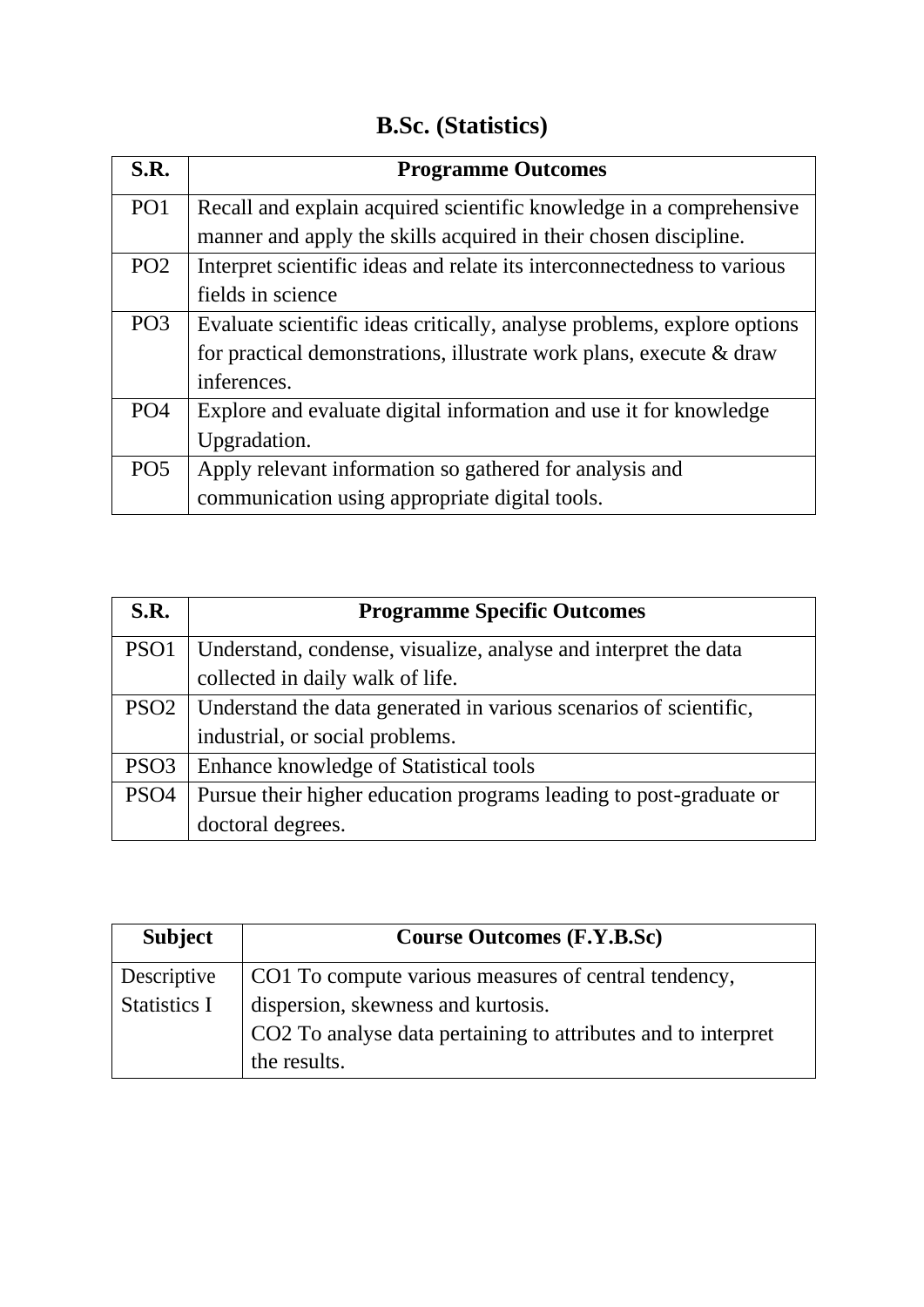# B.Sc. (Statistics)

| S.R. | Programme Outcomes |
|---|---|
| PO1 | Recall and explain acquired scientific knowledge in a comprehensive manner and apply the skills acquired in their chosen discipline. |
| PO2 | Interpret scientific ideas and relate its interconnectedness to various fields in science |
| PO3 | Evaluate scientific ideas critically, analyse problems, explore options for practical demonstrations, illustrate work plans, execute & draw inferences. |
| PO4 | Explore and evaluate digital information and use it for knowledge Upgradation. |
| PO5 | Apply relevant information so gathered for analysis and communication using appropriate digital tools. |

| S.R. | Programme Specific Outcomes |
|---|---|
| PSO1 | Understand, condense, visualize, analyse and interpret the data collected in daily walk of life. |
| PSO2 | Understand the data generated in various scenarios of scientific, industrial, or social problems. |
| PSO3 | Enhance knowledge of Statistical tools |
| PSO4 | Pursue their higher education programs leading to post-graduate or doctoral degrees. |

| Subject | Course Outcomes (F.Y.B.Sc) |
|---|---|
| Descriptive Statistics I | CO1 To compute various measures of central tendency, dispersion, skewness and kurtosis.<br>CO2 To analyse data pertaining to attributes and to interpret the results. |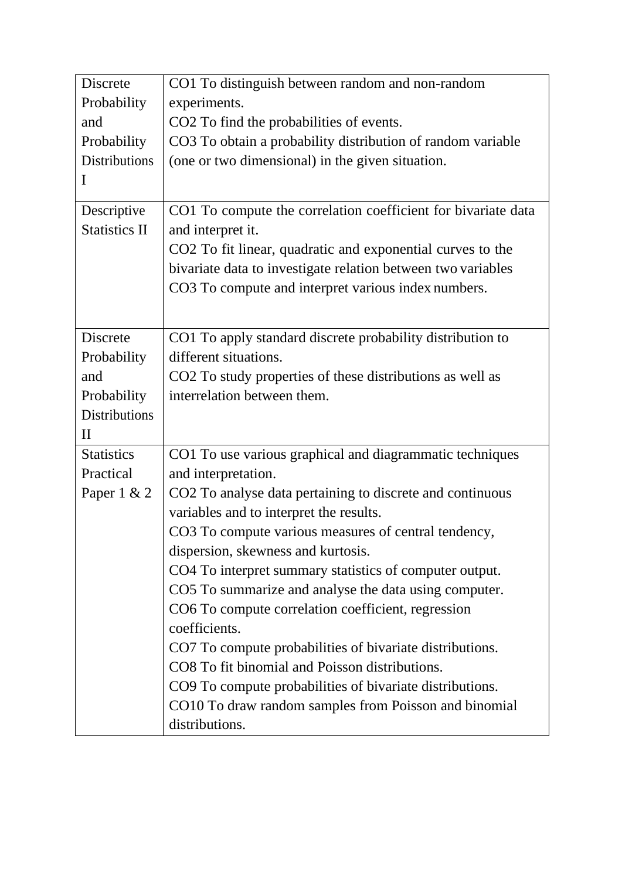| | |
|---|---|
| Discrete Probability and Probability Distributions I | CO1 To distinguish between random and non-random experiments.<br>CO2 To find the probabilities of events.<br>CO3 To obtain a probability distribution of random variable (one or two dimensional) in the given situation. |
| Descriptive Statistics II | CO1 To compute the correlation coefficient for bivariate data and interpret it.<br>CO2 To fit linear, quadratic and exponential curves to the bivariate data to investigate relation between two variables<br>CO3 To compute and interpret various index numbers. |
| Discrete Probability and Probability Distributions II | CO1 To apply standard discrete probability distribution to different situations.<br>CO2 To study properties of these distributions as well as interrelation between them. |
| Statistics Practical Paper 1 & 2 | CO1 To use various graphical and diagrammatic techniques and interpretation.<br>CO2 To analyse data pertaining to discrete and continuous variables and to interpret the results.<br>CO3 To compute various measures of central tendency, dispersion, skewness and kurtosis.<br>CO4 To interpret summary statistics of computer output.<br>CO5 To summarize and analyse the data using computer.<br>CO6 To compute correlation coefficient, regression coefficients.<br>CO7 To compute probabilities of bivariate distributions.<br>CO8 To fit binomial and Poisson distributions.<br>CO9 To compute probabilities of bivariate distributions.<br>CO10 To draw random samples from Poisson and binomial distributions. |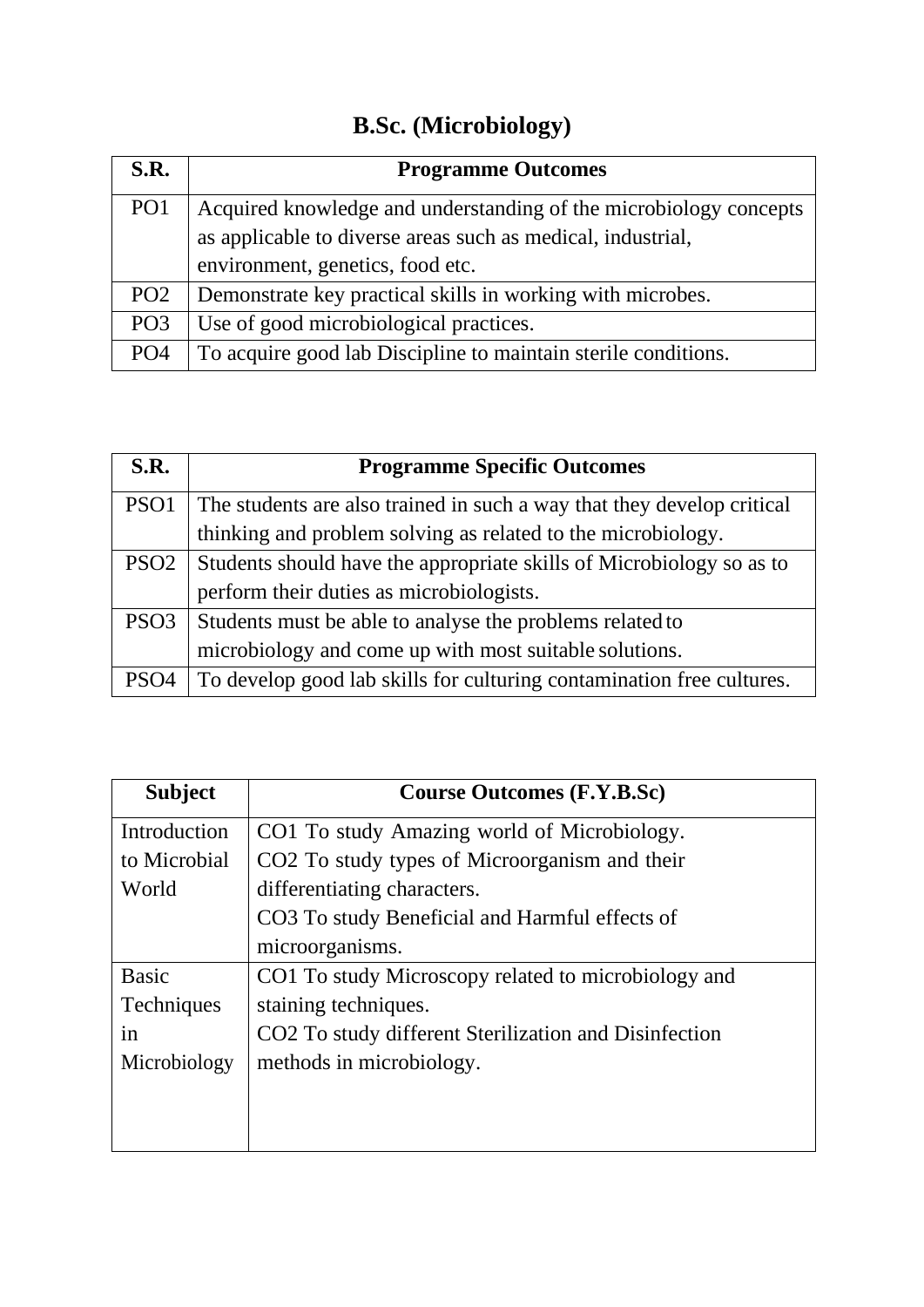# B.Sc. (Microbiology)

| S.R. | Programme Outcomes |
|---|---|
| PO1 | Acquired knowledge and understanding of the microbiology concepts as applicable to diverse areas such as medical, industrial, environment, genetics, food etc. |
| PO2 | Demonstrate key practical skills in working with microbes. |
| PO3 | Use of good microbiological practices. |
| PO4 | To acquire good lab Discipline to maintain sterile conditions. |

| S.R. | Programme Specific Outcomes |
|---|---|
| PSO1 | The students are also trained in such a way that they develop critical thinking and problem solving as related to the microbiology. |
| PSO2 | Students should have the appropriate skills of Microbiology so as to perform their duties as microbiologists. |
| PSO3 | Students must be able to analyse the problems related to microbiology and come up with most suitable solutions. |
| PSO4 | To develop good lab skills for culturing contamination free cultures. |

| Subject | Course Outcomes (F.Y.B.Sc) |
|---|---|
| Introduction to Microbial World | CO1 To study Amazing world of Microbiology.<br>CO2 To study types of Microorganism and their differentiating characters.<br>CO3 To study Beneficial and Harmful effects of microorganisms. |
| Basic Techniques in Microbiology | CO1 To study Microscopy related to microbiology and staining techniques.<br>CO2 To study different Sterilization and Disinfection methods in microbiology. |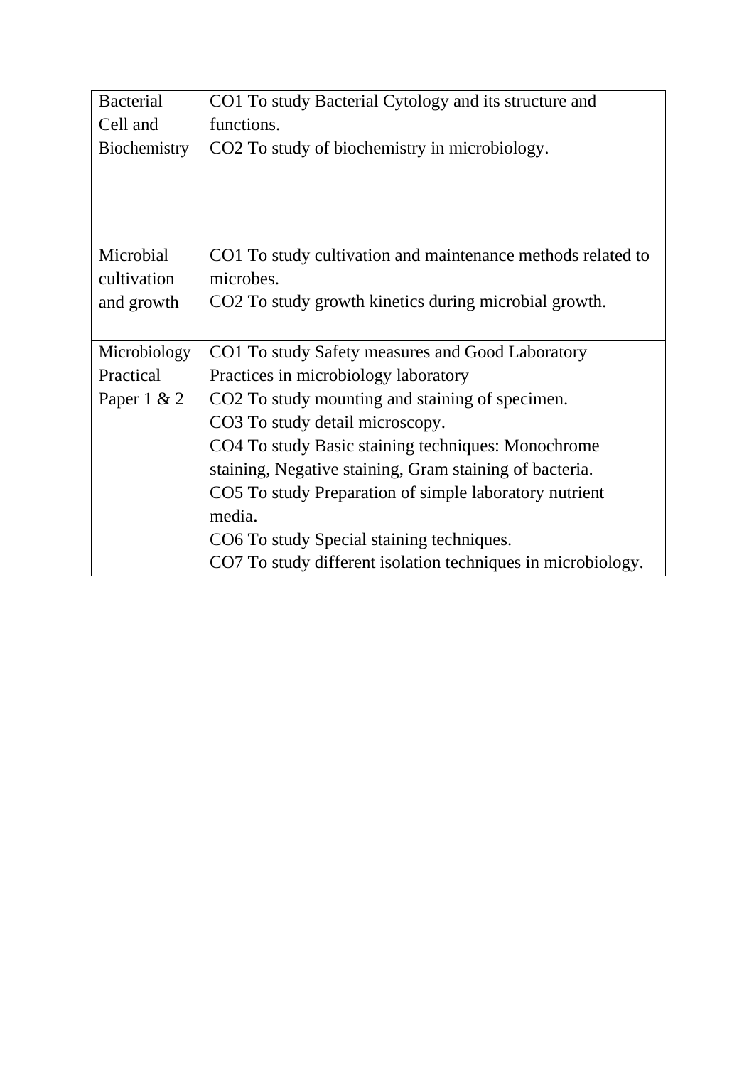| | |
|---|---|
| Bacterial Cell and Biochemistry | CO1 To study Bacterial Cytology and its structure and functions.<br>CO2 To study of biochemistry in microbiology. |
| Microbial cultivation and growth | CO1 To study cultivation and maintenance methods related to microbes.<br>CO2 To study growth kinetics during microbial growth. |
| Microbiology Practical Paper 1 & 2 | CO1 To study Safety measures and Good Laboratory Practices in microbiology laboratory<br>CO2 To study mounting and staining of specimen.<br>CO3 To study detail microscopy.<br>CO4 To study Basic staining techniques: Monochrome staining, Negative staining, Gram staining of bacteria.<br>CO5 To study Preparation of simple laboratory nutrient media.<br>CO6 To study Special staining techniques.<br>CO7 To study different isolation techniques in microbiology. |